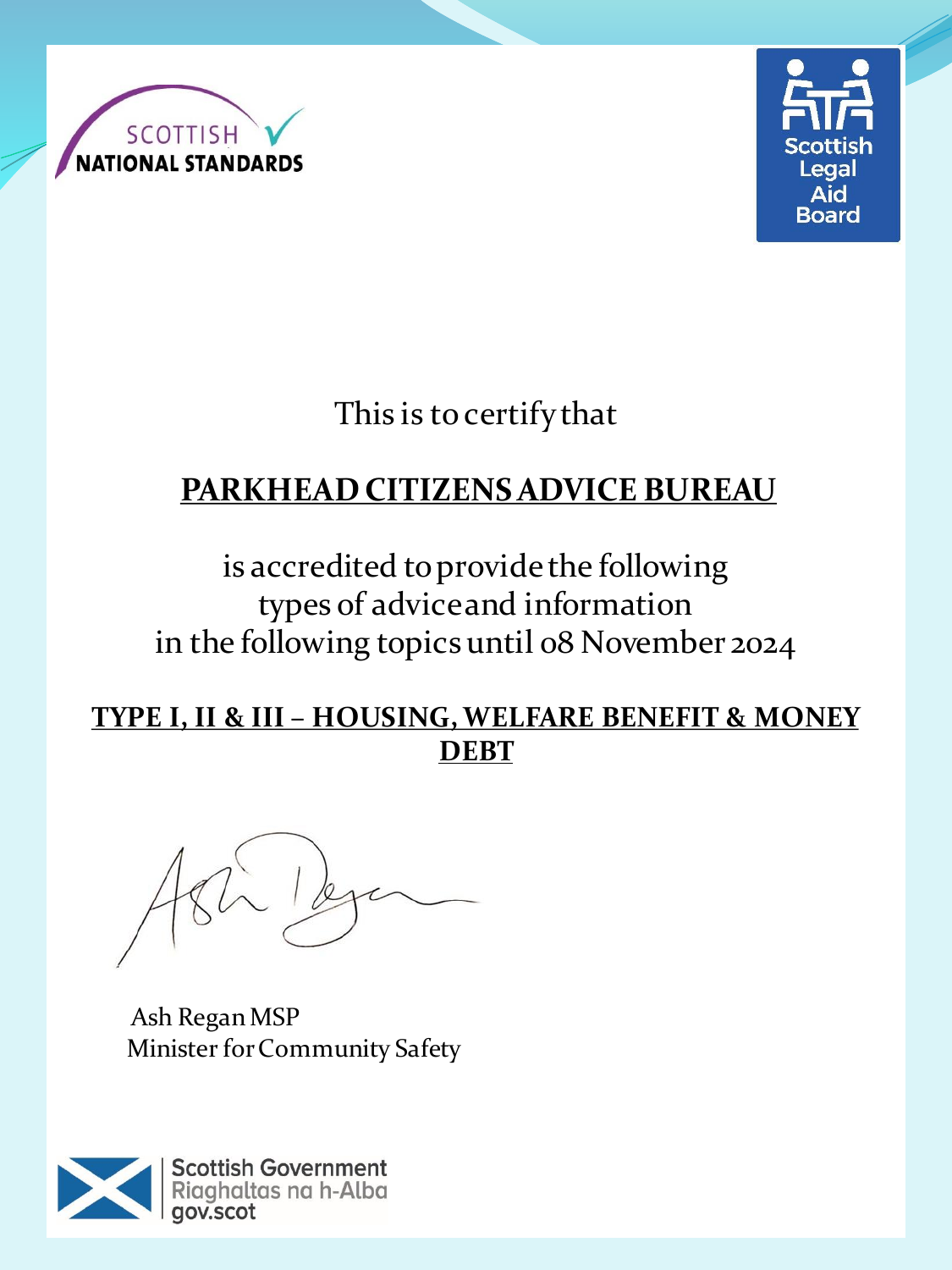SCOTTISH NATIONAL STANDARDS

Scottish Legal Aid Board

This is to certify that

## PARKHEAD CITIZENS ADVICE BUREAU

is accredited to provide the following types of advice and information in the following topics until 08 November 2024

**TYPE I, II & III – HOUSING, WELFARE BENEFIT & MONEY DEBT**

Ash Regan MSP
Minister for Community Safety

Scottish Government
Riaghaltas na h-Alba
gov.scot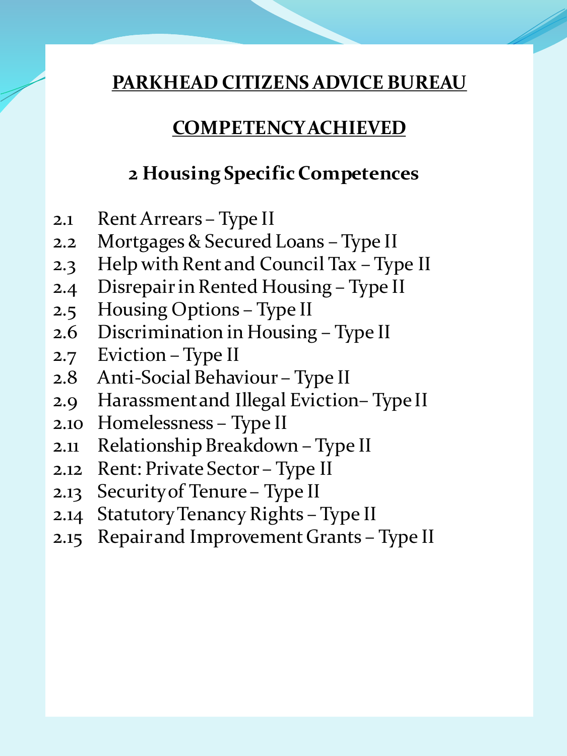# PARKHEAD CITIZENS ADVICE BUREAU

## COMPETENCY ACHIEVED

### 2 Housing Specific Competences

2.1 Rent Arrears – Type II
2.2 Mortgages & Secured Loans – Type II
2.3 Help with Rent and Council Tax – Type II
2.4 Disrepair in Rented Housing – Type II
2.5 Housing Options – Type II
2.6 Discrimination in Housing – Type II
2.7 Eviction – Type II
2.8 Anti-Social Behaviour – Type II
2.9 Harassment and Illegal Eviction– Type II
2.10 Homelessness – Type II
2.11 Relationship Breakdown – Type II
2.12 Rent: Private Sector – Type II
2.13 Security of Tenure – Type II
2.14 Statutory Tenancy Rights – Type II
2.15 Repair and Improvement Grants – Type II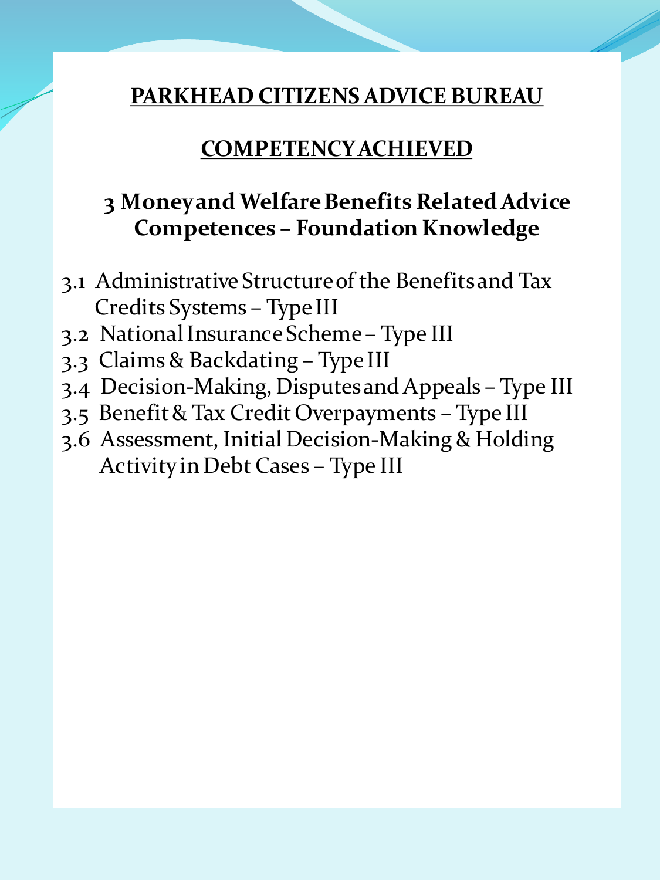**PARKHEAD CITIZENS ADVICE BUREAU**

**COMPETENCY ACHIEVED**

**3 Money and Welfare Benefits Related Advice Competences – Foundation Knowledge**

- 3.1 Administrative Structure of the Benefits and Tax Credits Systems – Type III
- 3.2 National Insurance Scheme – Type III
- 3.3 Claims & Backdating – Type III
- 3.4 Decision-Making, Disputes and Appeals – Type III
- 3.5 Benefit & Tax Credit Overpayments – Type III
- 3.6 Assessment, Initial Decision-Making & Holding Activity in Debt Cases – Type III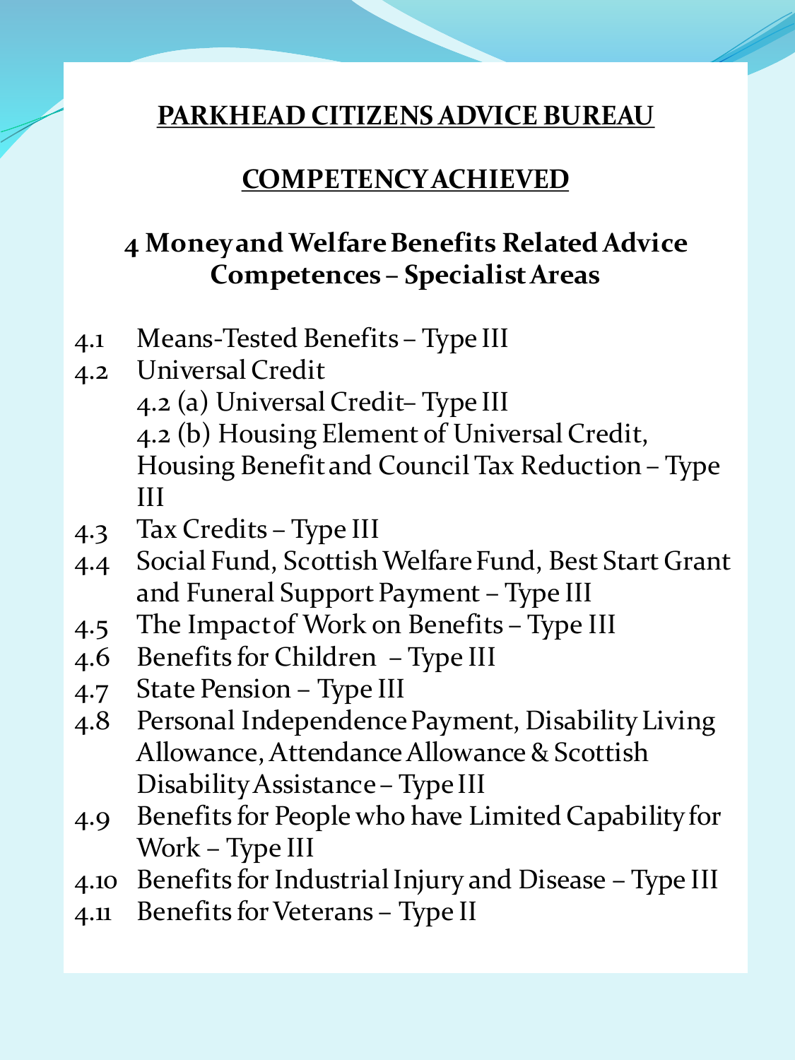# PARKHEAD CITIZENS ADVICE BUREAU

## COMPETENCY ACHIEVED

### 4 Money and Welfare Benefits Related Advice Competences – Specialist Areas

- 4.1 Means-Tested Benefits – Type III
- 4.2 Universal Credit
  - 4.2 (a) Universal Credit– Type III
  - 4.2 (b) Housing Element of Universal Credit, Housing Benefit and Council Tax Reduction – Type III
- 4.3 Tax Credits – Type III
- 4.4 Social Fund, Scottish Welfare Fund, Best Start Grant and Funeral Support Payment – Type III
- 4.5 The Impact of Work on Benefits – Type III
- 4.6 Benefits for Children – Type III
- 4.7 State Pension – Type III
- 4.8 Personal Independence Payment, Disability Living Allowance, Attendance Allowance & Scottish Disability Assistance – Type III
- 4.9 Benefits for People who have Limited Capability for Work – Type III
- 4.10 Benefits for Industrial Injury and Disease – Type III
- 4.11 Benefits for Veterans – Type II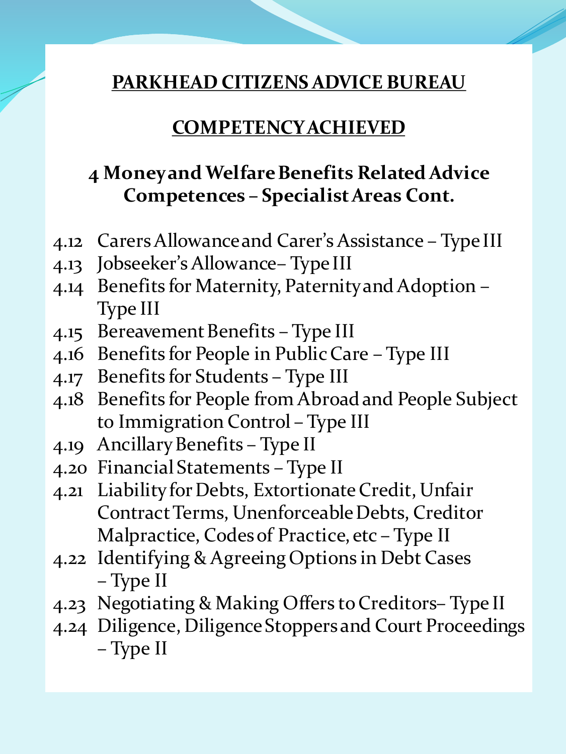# PARKHEAD CITIZENS ADVICE BUREAU

## COMPETENCY ACHIEVED

### 4 Money and Welfare Benefits Related Advice Competences – Specialist Areas Cont.

- 4.12 Carers Allowance and Carer's Assistance – Type III
- 4.13 Jobseeker's Allowance– Type III
- 4.14 Benefits for Maternity, Paternity and Adoption – Type III
- 4.15 Bereavement Benefits – Type III
- 4.16 Benefits for People in Public Care – Type III
- 4.17 Benefits for Students – Type III
- 4.18 Benefits for People from Abroad and People Subject to Immigration Control – Type III
- 4.19 Ancillary Benefits – Type II
- 4.20 Financial Statements – Type II
- 4.21 Liability for Debts, Extortionate Credit, Unfair Contract Terms, Unenforceable Debts, Creditor Malpractice, Codes of Practice, etc – Type II
- 4.22 Identifying & Agreeing Options in Debt Cases – Type II
- 4.23 Negotiating & Making Offers to Creditors– Type II
- 4.24 Diligence, Diligence Stoppers and Court Proceedings – Type II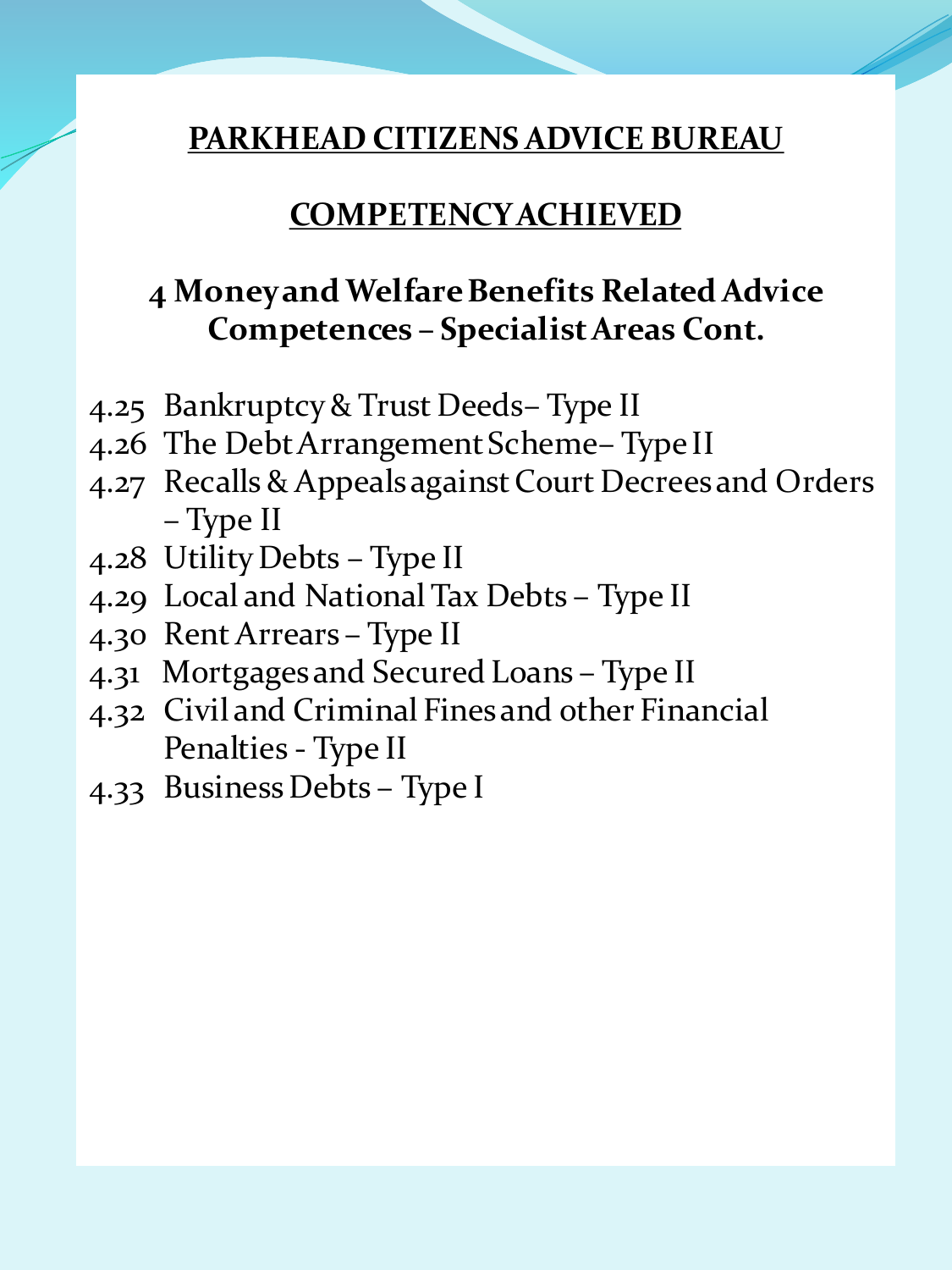# PARKHEAD CITIZENS ADVICE BUREAU

## COMPETENCY ACHIEVED

### 4 Money and Welfare Benefits Related Advice Competences – Specialist Areas Cont.

4.25 Bankruptcy & Trust Deeds– Type II
4.26 The Debt Arrangement Scheme– Type II
4.27 Recalls & Appeals against Court Decrees and Orders – Type II
4.28 Utility Debts – Type II
4.29 Local and National Tax Debts – Type II
4.30 Rent Arrears – Type II
4.31 Mortgages and Secured Loans – Type II
4.32 Civil and Criminal Fines and other Financial Penalties - Type II
4.33 Business Debts – Type I